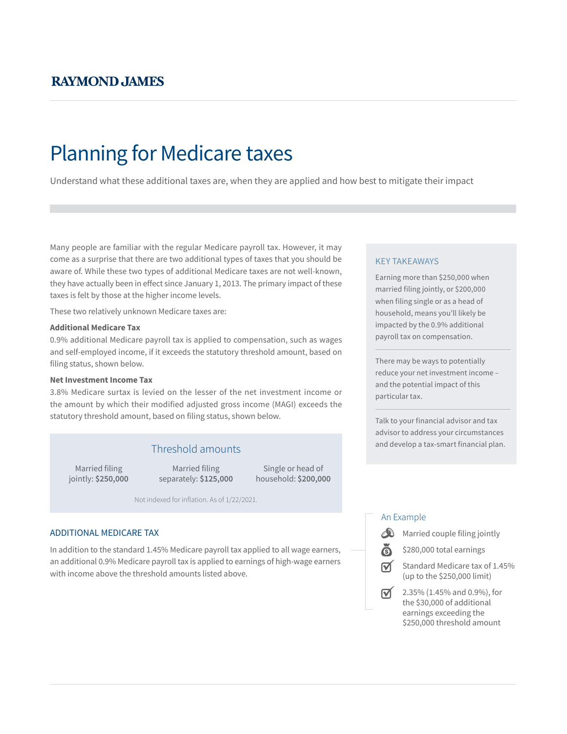RAYMOND JAMES

# Planning for Medicare taxes

Understand what these additional taxes are, when they are applied and how best to mitigate their impact

Many people are familiar with the regular Medicare payroll tax. However, it may come as a surprise that there are two additional types of taxes that you should be aware of. While these two types of additional Medicare taxes are not well-known, they have actually been in effect since January 1, 2013. The primary impact of these taxes is felt by those at the higher income levels.

These two relatively unknown Medicare taxes are:

**Additional Medicare Tax**
0.9% additional Medicare payroll tax is applied to compensation, such as wages and self-employed income, if it exceeds the statutory threshold amount, based on filing status, shown below.

**Net Investment Income Tax**
3.8% Medicare surtax is levied on the lesser of the net investment income or the amount by which their modified adjusted gross income (MAGI) exceeds the statutory threshold amount, based on filing status, shown below.

### Threshold amounts

| Married filing jointly | Married filing separately | Single or head of household |
|---|---|---|
| **$250,000** | **$125,000** | **$200,000** |

Not indexed for inflation. As of 1/22/2021.

## ADDITIONAL MEDICARE TAX

In addition to the standard 1.45% Medicare payroll tax applied to all wage earners, an additional 0.9% Medicare payroll tax is applied to earnings of high-wage earners with income above the threshold amounts listed above.

### KEY TAKEAWAYS

Earning more than $250,000 when married filing jointly, or $200,000 when filing single or as a head of household, means you'll likely be impacted by the 0.9% additional payroll tax on compensation.

There may be ways to potentially reduce your net investment income – and the potential impact of this particular tax.

Talk to your financial advisor and tax advisor to address your circumstances and develop a tax-smart financial plan.

### An Example

- Married couple filing jointly
- $280,000 total earnings
- Standard Medicare tax of 1.45% (up to the $250,000 limit)
- 2.35% (1.45% and 0.9%), for the $30,000 of additional earnings exceeding the $250,000 threshold amount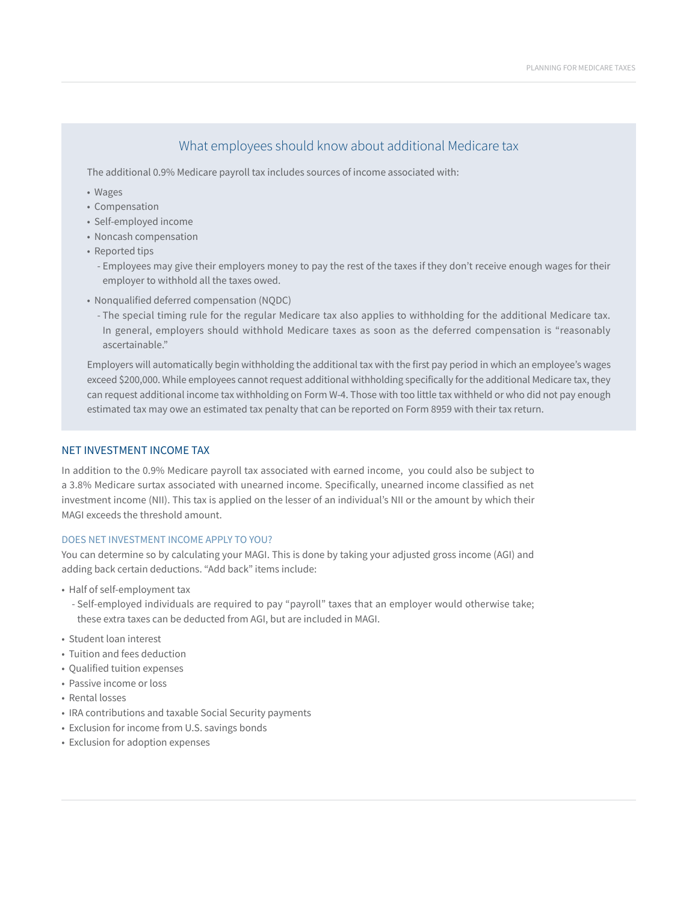## What employees should know about additional Medicare tax

The additional 0.9% Medicare payroll tax includes sources of income associated with:

- Wages
- Compensation
- Self-employed income
- Noncash compensation
- Reported tips
  - Employees may give their employers money to pay the rest of the taxes if they don't receive enough wages for their employer to withhold all the taxes owed.
- Nonqualified deferred compensation (NQDC)
  - The special timing rule for the regular Medicare tax also applies to withholding for the additional Medicare tax. In general, employers should withhold Medicare taxes as soon as the deferred compensation is "reasonably ascertainable."

Employers will automatically begin withholding the additional tax with the first pay period in which an employee's wages exceed $200,000. While employees cannot request additional withholding specifically for the additional Medicare tax, they can request additional income tax withholding on Form W-4. Those with too little tax withheld or who did not pay enough estimated tax may owe an estimated tax penalty that can be reported on Form 8959 with their tax return.

## NET INVESTMENT INCOME TAX

In addition to the 0.9% Medicare payroll tax associated with earned income, you could also be subject to a 3.8% Medicare surtax associated with unearned income. Specifically, unearned income classified as net investment income (NII). This tax is applied on the lesser of an individual's NII or the amount by which their MAGI exceeds the threshold amount.

### DOES NET INVESTMENT INCOME APPLY TO YOU?

You can determine so by calculating your MAGI. This is done by taking your adjusted gross income (AGI) and adding back certain deductions. "Add back" items include:

- Half of self-employment tax
  - Self-employed individuals are required to pay "payroll" taxes that an employer would otherwise take; these extra taxes can be deducted from AGI, but are included in MAGI.
- Student loan interest
- Tuition and fees deduction
- Qualified tuition expenses
- Passive income or loss
- Rental losses
- IRA contributions and taxable Social Security payments
- Exclusion for income from U.S. savings bonds
- Exclusion for adoption expenses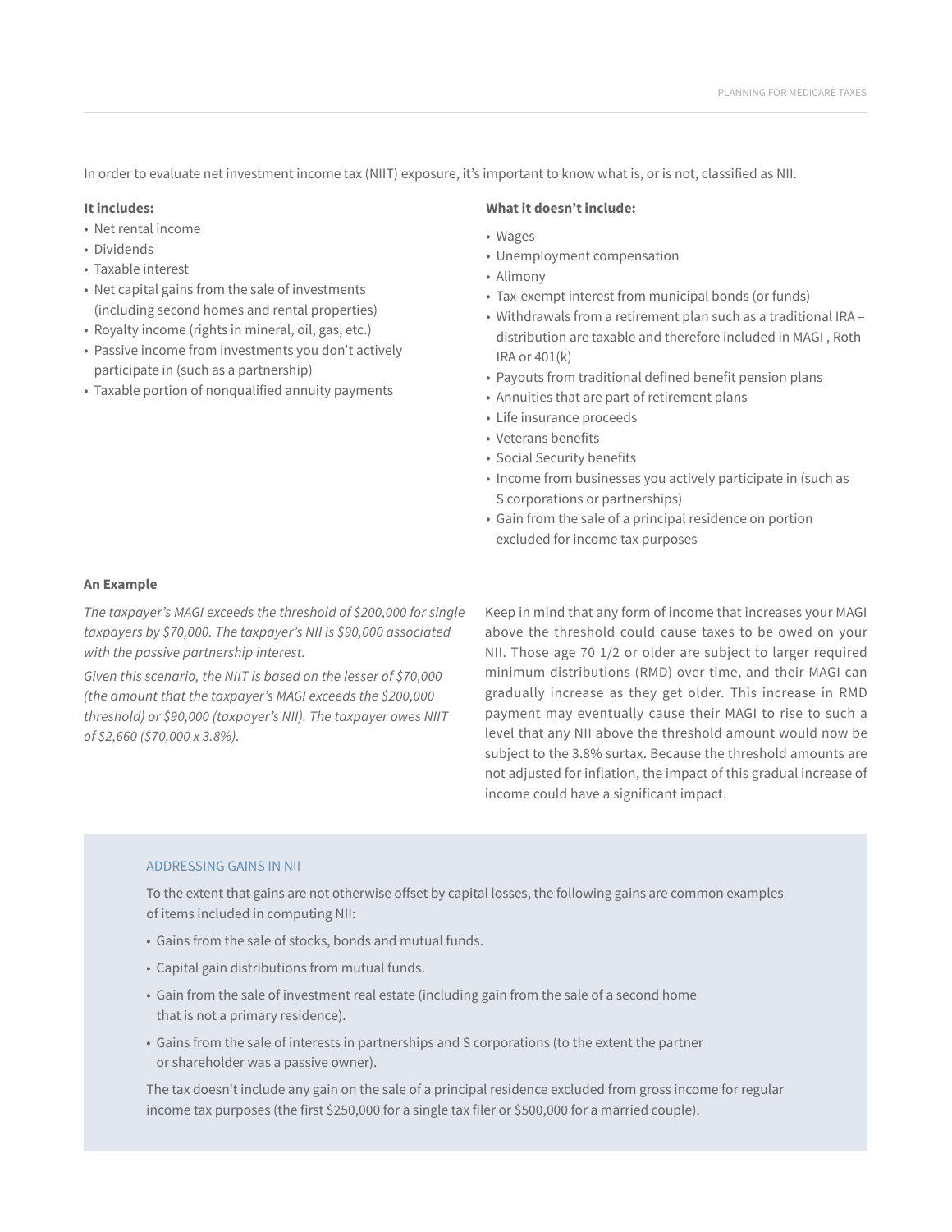In order to evaluate net investment income tax (NIIT) exposure, it's important to know what is, or is not, classified as NII.

**It includes:**

- Net rental income
- Dividends
- Taxable interest
- Net capital gains from the sale of investments (including second homes and rental properties)
- Royalty income (rights in mineral, oil, gas, etc.)
- Passive income from investments you don't actively participate in (such as a partnership)
- Taxable portion of nonqualified annuity payments

**What it doesn't include:**

- Wages
- Unemployment compensation
- Alimony
- Tax-exempt interest from municipal bonds (or funds)
- Withdrawals from a retirement plan such as a traditional IRA – distribution are taxable and therefore included in MAGI , Roth IRA or 401(k)
- Payouts from traditional defined benefit pension plans
- Annuities that are part of retirement plans
- Life insurance proceeds
- Veterans benefits
- Social Security benefits
- Income from businesses you actively participate in (such as S corporations or partnerships)
- Gain from the sale of a principal residence on portion excluded for income tax purposes

**An Example**

*The taxpayer's MAGI exceeds the threshold of $200,000 for single taxpayers by $70,000. The taxpayer's NII is $90,000 associated with the passive partnership interest.*

*Given this scenario, the NIIT is based on the lesser of $70,000 (the amount that the taxpayer's MAGI exceeds the $200,000 threshold) or $90,000 (taxpayer's NII). The taxpayer owes NIIT of $2,660 ($70,000 x 3.8%).*

Keep in mind that any form of income that increases your MAGI above the threshold could cause taxes to be owed on your NII. Those age 70 1/2 or older are subject to larger required minimum distributions (RMD) over time, and their MAGI can gradually increase as they get older. This increase in RMD payment may eventually cause their MAGI to rise to such a level that any NII above the threshold amount would now be subject to the 3.8% surtax. Because the threshold amounts are not adjusted for inflation, the impact of this gradual increase of income could have a significant impact.

### ADDRESSING GAINS IN NII

To the extent that gains are not otherwise offset by capital losses, the following gains are common examples of items included in computing NII:

- Gains from the sale of stocks, bonds and mutual funds.
- Capital gain distributions from mutual funds.
- Gain from the sale of investment real estate (including gain from the sale of a second home that is not a primary residence).
- Gains from the sale of interests in partnerships and S corporations (to the extent the partner or shareholder was a passive owner).

The tax doesn't include any gain on the sale of a principal residence excluded from gross income for regular income tax purposes (the first $250,000 for a single tax filer or $500,000 for a married couple).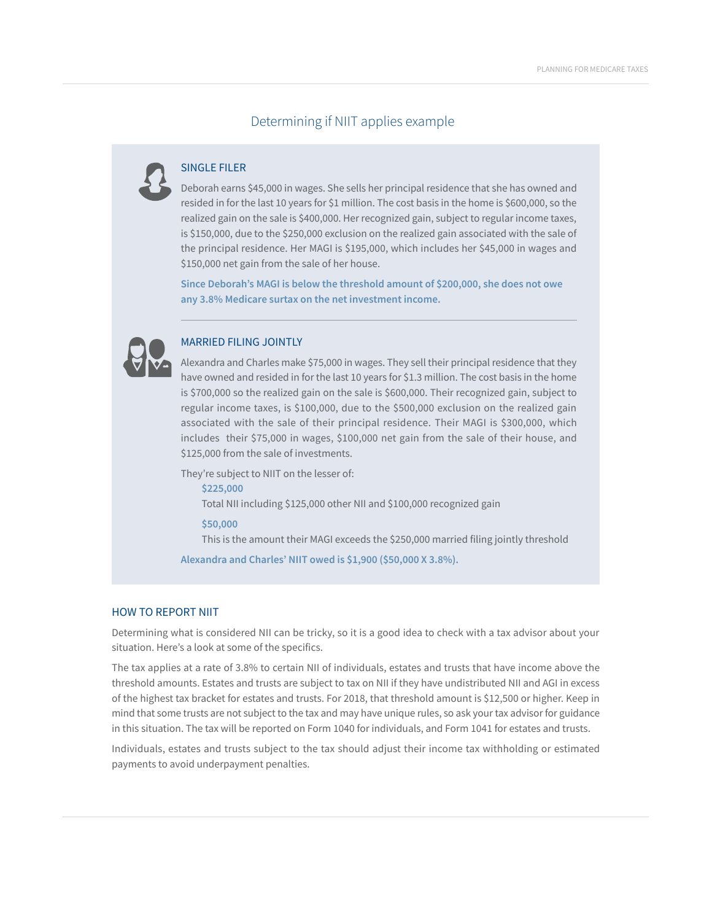## Determining if NIIT applies example

### SINGLE FILER

Deborah earns $45,000 in wages. She sells her principal residence that she has owned and resided in for the last 10 years for $1 million. The cost basis in the home is $600,000, so the realized gain on the sale is $400,000. Her recognized gain, subject to regular income taxes, is $150,000, due to the $250,000 exclusion on the realized gain associated with the sale of the principal residence. Her MAGI is $195,000, which includes her $45,000 in wages and $150,000 net gain from the sale of her house.

**Since Deborah's MAGI is below the threshold amount of $200,000, she does not owe any 3.8% Medicare surtax on the net investment income.**

---

### MARRIED FILING JOINTLY

Alexandra and Charles make $75,000 in wages. They sell their principal residence that they have owned and resided in for the last 10 years for $1.3 million. The cost basis in the home is $700,000 so the realized gain on the sale is $600,000. Their recognized gain, subject to regular income taxes, is $100,000, due to the $500,000 exclusion on the realized gain associated with the sale of their principal residence. Their MAGI is $300,000, which includes their $75,000 in wages, $100,000 net gain from the sale of their house, and $125,000 from the sale of investments.

They're subject to NIIT on the lesser of:

**$225,000**
Total NII including $125,000 other NII and $100,000 recognized gain

**$50,000**
This is the amount their MAGI exceeds the $250,000 married filing jointly threshold

**Alexandra and Charles' NIIT owed is $1,900 ($50,000 X 3.8%).**

### HOW TO REPORT NIIT

Determining what is considered NII can be tricky, so it is a good idea to check with a tax advisor about your situation. Here's a look at some of the specifics.

The tax applies at a rate of 3.8% to certain NII of individuals, estates and trusts that have income above the threshold amounts. Estates and trusts are subject to tax on NII if they have undistributed NII and AGI in excess of the highest tax bracket for estates and trusts. For 2018, that threshold amount is $12,500 or higher. Keep in mind that some trusts are not subject to the tax and may have unique rules, so ask your tax advisor for guidance in this situation. The tax will be reported on Form 1040 for individuals, and Form 1041 for estates and trusts.

Individuals, estates and trusts subject to the tax should adjust their income tax withholding or estimated payments to avoid underpayment penalties.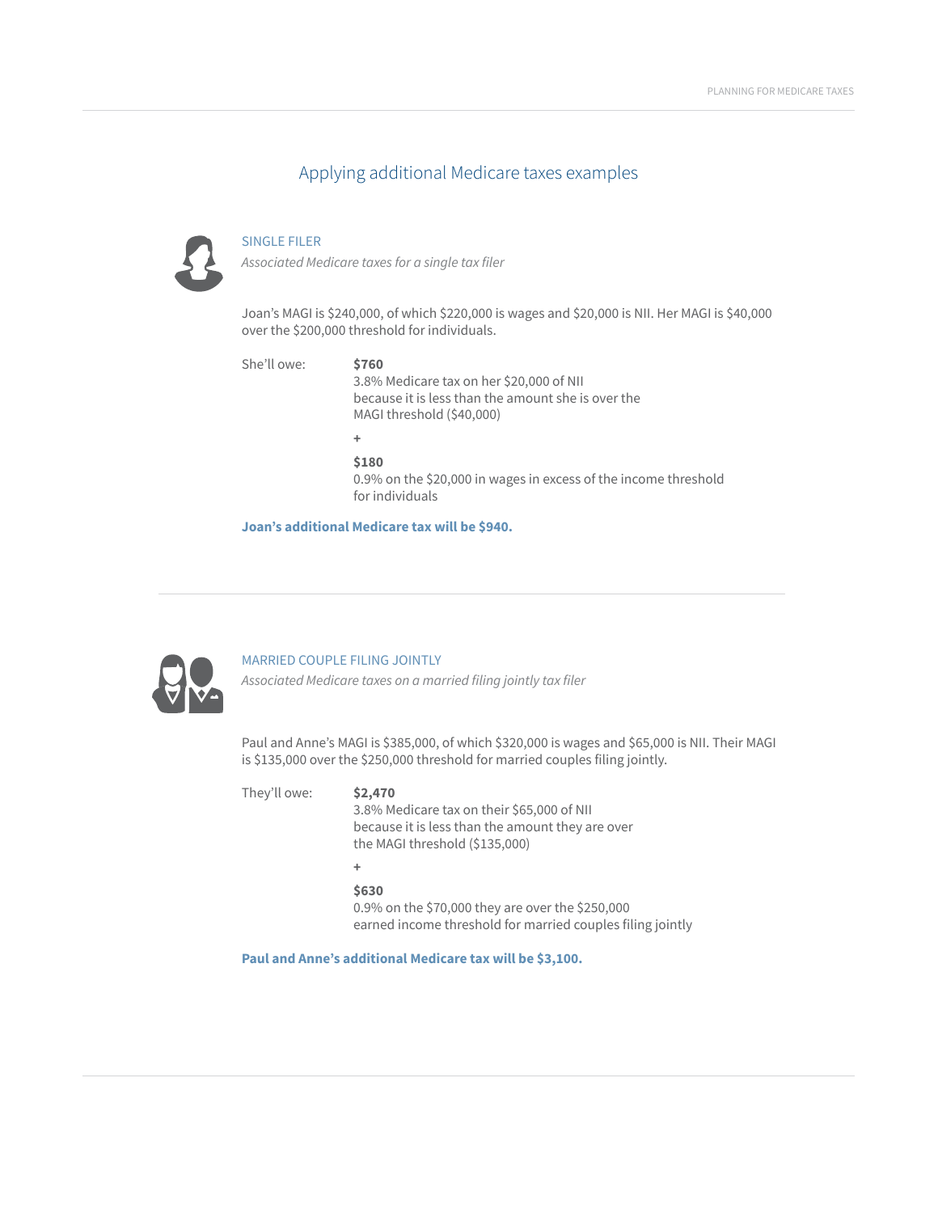## Applying additional Medicare taxes examples

### SINGLE FILER

*Associated Medicare taxes for a single tax filer*

Joan's MAGI is $240,000, of which $220,000 is wages and $20,000 is NII. Her MAGI is $40,000 over the $200,000 threshold for individuals.

She'll owe:

**$760**
3.8% Medicare tax on her $20,000 of NII because it is less than the amount she is over the MAGI threshold ($40,000)

+

**$180**
0.9% on the $20,000 in wages in excess of the income threshold for individuals

**Joan's additional Medicare tax will be $940.**

---

### MARRIED COUPLE FILING JOINTLY

*Associated Medicare taxes on a married filing jointly tax filer*

Paul and Anne's MAGI is $385,000, of which $320,000 is wages and $65,000 is NII. Their MAGI is $135,000 over the $250,000 threshold for married couples filing jointly.

They'll owe:

**$2,470**
3.8% Medicare tax on their $65,000 of NII because it is less than the amount they are over the MAGI threshold ($135,000)

+

**$630**
0.9% on the $70,000 they are over the $250,000 earned income threshold for married couples filing jointly

**Paul and Anne's additional Medicare tax will be $3,100.**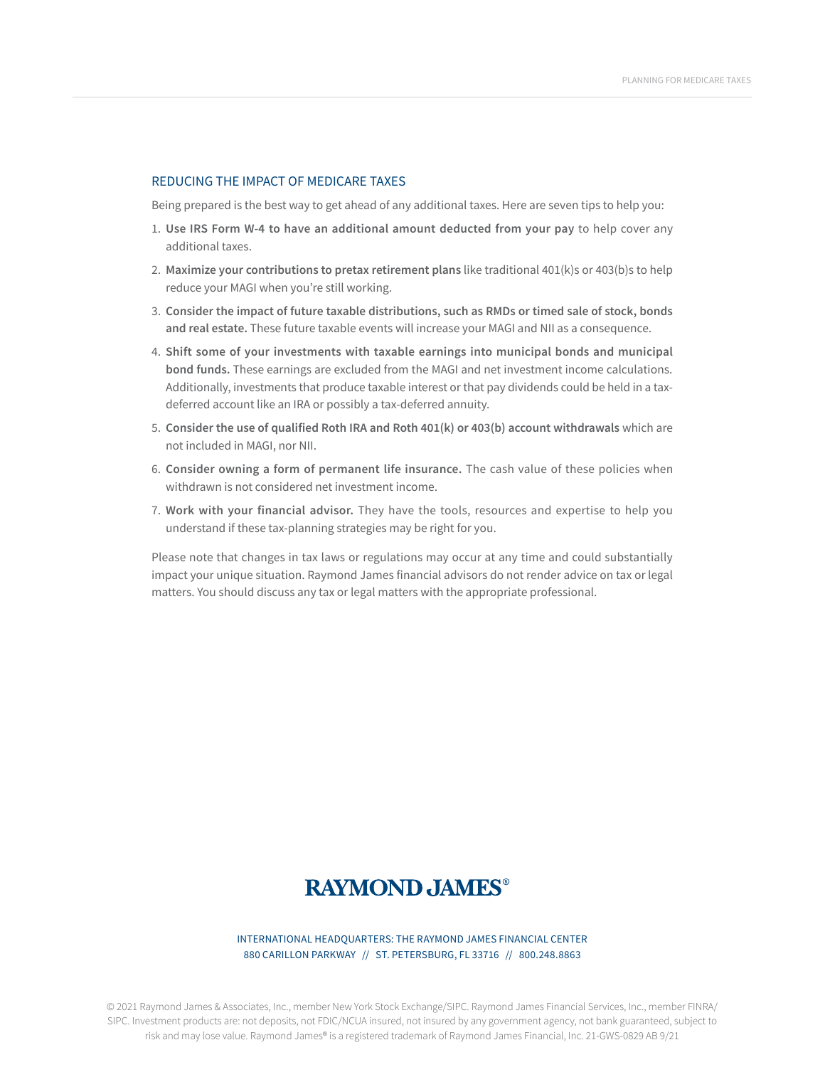## REDUCING THE IMPACT OF MEDICARE TAXES

Being prepared is the best way to get ahead of any additional taxes. Here are seven tips to help you:

1. **Use IRS Form W-4 to have an additional amount deducted from your pay** to help cover any additional taxes.
2. **Maximize your contributions to pretax retirement plans** like traditional 401(k)s or 403(b)s to help reduce your MAGI when you're still working.
3. **Consider the impact of future taxable distributions, such as RMDs or timed sale of stock, bonds and real estate.** These future taxable events will increase your MAGI and NII as a consequence.
4. **Shift some of your investments with taxable earnings into municipal bonds and municipal bond funds.** These earnings are excluded from the MAGI and net investment income calculations. Additionally, investments that produce taxable interest or that pay dividends could be held in a tax-deferred account like an IRA or possibly a tax-deferred annuity.
5. **Consider the use of qualified Roth IRA and Roth 401(k) or 403(b) account withdrawals** which are not included in MAGI, nor NII.
6. **Consider owning a form of permanent life insurance.** The cash value of these policies when withdrawn is not considered net investment income.
7. **Work with your financial advisor.** They have the tools, resources and expertise to help you understand if these tax-planning strategies may be right for you.

Please note that changes in tax laws or regulations may occur at any time and could substantially impact your unique situation. Raymond James financial advisors do not render advice on tax or legal matters. You should discuss any tax or legal matters with the appropriate professional.

**RAYMOND JAMES®**

INTERNATIONAL HEADQUARTERS: THE RAYMOND JAMES FINANCIAL CENTER
880 CARILLON PARKWAY // ST. PETERSBURG, FL 33716 // 800.248.8863

© 2021 Raymond James & Associates, Inc., member New York Stock Exchange/SIPC. Raymond James Financial Services, Inc., member FINRA/SIPC. Investment products are: not deposits, not FDIC/NCUA insured, not insured by any government agency, not bank guaranteed, subject to risk and may lose value. Raymond James® is a registered trademark of Raymond James Financial, Inc. 21-GWS-0829 AB 9/21